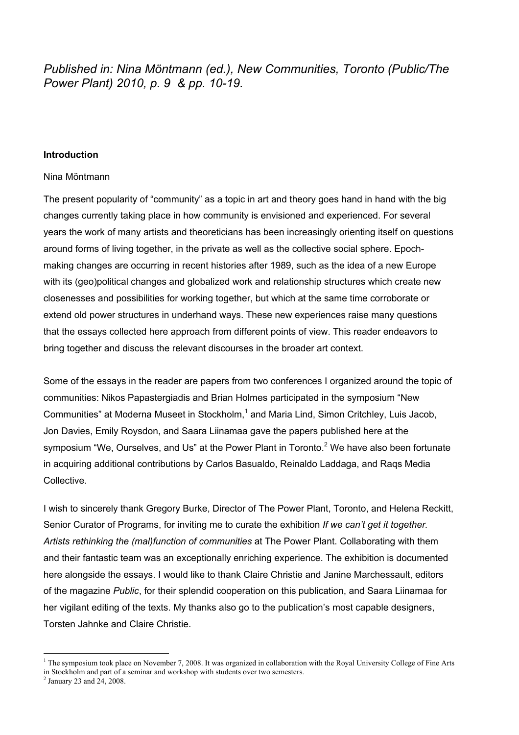*Published in: Nina Möntmann (ed.), New Communities, Toronto (Public/The Power Plant) 2010, p. 9 & pp. 10-19.*

**Introduction**

Nina Möntmann

The present popularity of "community" as a topic in art and theory goes hand in hand with the big changes currently taking place in how community is envisioned and experienced. For several years the work of many artists and theoreticians has been increasingly orienting itself on questions around forms of living together, in the private as well as the collective social sphere. Epoch-making changes are occurring in recent histories after 1989, such as the idea of a new Europe with its (geo)political changes and globalized work and relationship structures which create new closenesses and possibilities for working together, but which at the same time corroborate or extend old power structures in underhand ways. These new experiences raise many questions that the essays collected here approach from different points of view. This reader endeavors to bring together and discuss the relevant discourses in the broader art context.

Some of the essays in the reader are papers from two conferences I organized around the topic of communities: Nikos Papastergiadis and Brian Holmes participated in the symposium "New Communities" at Moderna Museet in Stockholm,[1] and Maria Lind, Simon Critchley, Luis Jacob, Jon Davies, Emily Roysdon, and Saara Liinamaa gave the papers published here at the symposium "We, Ourselves, and Us" at the Power Plant in Toronto.[2] We have also been fortunate in acquiring additional contributions by Carlos Basualdo, Reinaldo Laddaga, and Raqs Media Collective.

I wish to sincerely thank Gregory Burke, Director of The Power Plant, Toronto, and Helena Reckitt, Senior Curator of Programs, for inviting me to curate the exhibition *If we can't get it together. Artists rethinking the (mal)function of communities* at The Power Plant. Collaborating with them and their fantastic team was an exceptionally enriching experience. The exhibition is documented here alongside the essays. I would like to thank Claire Christie and Janine Marchessault, editors of the magazine *Public*, for their splendid cooperation on this publication, and Saara Liinamaa for her vigilant editing of the texts. My thanks also go to the publication's most capable designers, Torsten Jahnke and Claire Christie.

[1] The symposium took place on November 7, 2008. It was organized in collaboration with the Royal University College of Fine Arts in Stockholm and part of a seminar and workshop with students over two semesters.

[2] January 23 and 24, 2008.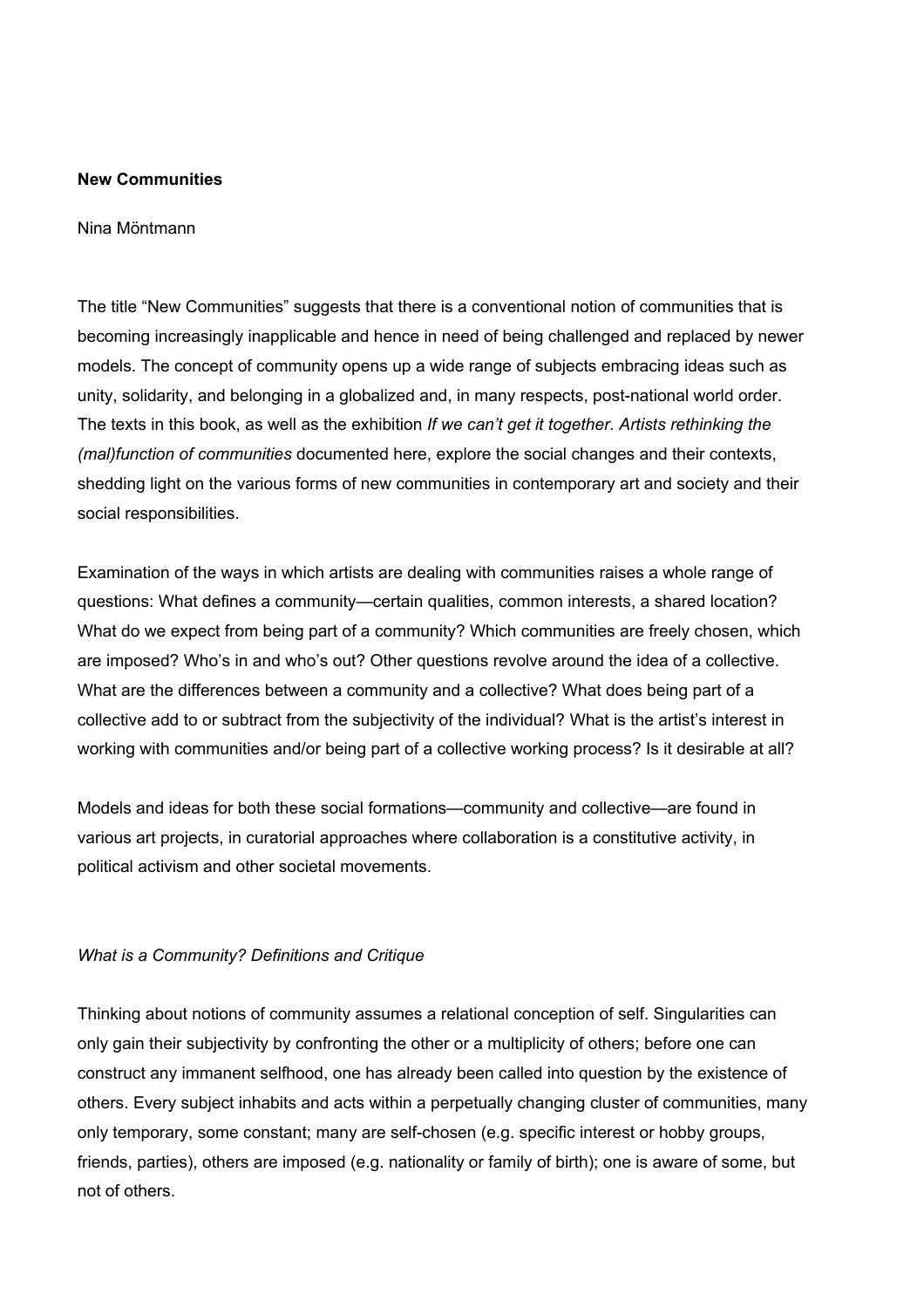**New Communities**

Nina Möntmann

The title "New Communities" suggests that there is a conventional notion of communities that is becoming increasingly inapplicable and hence in need of being challenged and replaced by newer models. The concept of community opens up a wide range of subjects embracing ideas such as unity, solidarity, and belonging in a globalized and, in many respects, post-national world order. The texts in this book, as well as the exhibition *If we can't get it together. Artists rethinking the (mal)function of communities* documented here, explore the social changes and their contexts, shedding light on the various forms of new communities in contemporary art and society and their social responsibilities.

Examination of the ways in which artists are dealing with communities raises a whole range of questions: What defines a community—certain qualities, common interests, a shared location? What do we expect from being part of a community? Which communities are freely chosen, which are imposed? Who's in and who's out? Other questions revolve around the idea of a collective. What are the differences between a community and a collective? What does being part of a collective add to or subtract from the subjectivity of the individual? What is the artist's interest in working with communities and/or being part of a collective working process? Is it desirable at all?

Models and ideas for both these social formations—community and collective—are found in various art projects, in curatorial approaches where collaboration is a constitutive activity, in political activism and other societal movements.

*What is a Community? Definitions and Critique*

Thinking about notions of community assumes a relational conception of self. Singularities can only gain their subjectivity by confronting the other or a multiplicity of others; before one can construct any immanent selfhood, one has already been called into question by the existence of others. Every subject inhabits and acts within a perpetually changing cluster of communities, many only temporary, some constant; many are self-chosen (e.g. specific interest or hobby groups, friends, parties), others are imposed (e.g. nationality or family of birth); one is aware of some, but not of others.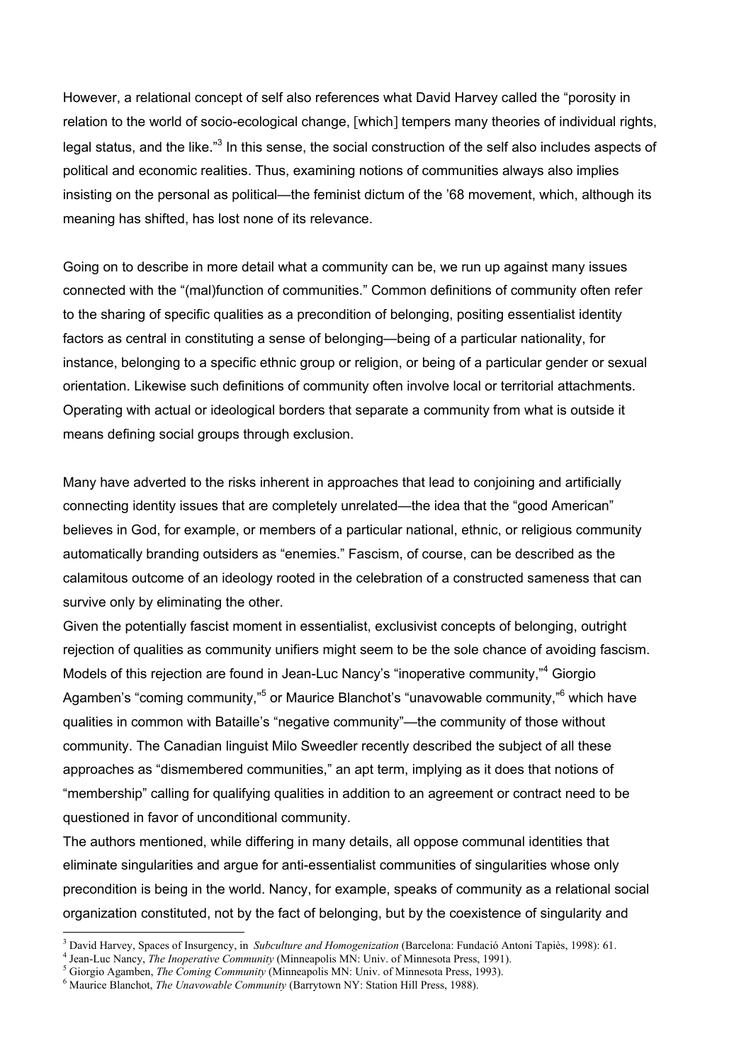However, a relational concept of self also references what David Harvey called the "porosity in relation to the world of socio-ecological change, [which] tempers many theories of individual rights, legal status, and the like."[3] In this sense, the social construction of the self also includes aspects of political and economic realities. Thus, examining notions of communities always also implies insisting on the personal as political—the feminist dictum of the '68 movement, which, although its meaning has shifted, has lost none of its relevance.

Going on to describe in more detail what a community can be, we run up against many issues connected with the "(mal)function of communities." Common definitions of community often refer to the sharing of specific qualities as a precondition of belonging, positing essentialist identity factors as central in constituting a sense of belonging—being of a particular nationality, for instance, belonging to a specific ethnic group or religion, or being of a particular gender or sexual orientation. Likewise such definitions of community often involve local or territorial attachments. Operating with actual or ideological borders that separate a community from what is outside it means defining social groups through exclusion.

Many have adverted to the risks inherent in approaches that lead to conjoining and artificially connecting identity issues that are completely unrelated—the idea that the "good American" believes in God, for example, or members of a particular national, ethnic, or religious community automatically branding outsiders as "enemies." Fascism, of course, can be described as the calamitous outcome of an ideology rooted in the celebration of a constructed sameness that can survive only by eliminating the other.

Given the potentially fascist moment in essentialist, exclusivist concepts of belonging, outright rejection of qualities as community unifiers might seem to be the sole chance of avoiding fascism. Models of this rejection are found in Jean-Luc Nancy's "inoperative community,"[4] Giorgio Agamben's "coming community,"[5] or Maurice Blanchot's "unavowable community,"[6] which have qualities in common with Bataille's "negative community"—the community of those without community. The Canadian linguist Milo Sweedler recently described the subject of all these approaches as "dismembered communities," an apt term, implying as it does that notions of "membership" calling for qualifying qualities in addition to an agreement or contract need to be questioned in favor of unconditional community.

The authors mentioned, while differing in many details, all oppose communal identities that eliminate singularities and argue for anti-essentialist communities of singularities whose only precondition is being in the world. Nancy, for example, speaks of community as a relational social organization constituted, not by the fact of belonging, but by the coexistence of singularity and

---

[3] David Harvey, Spaces of Insurgency, in *Subculture and Homogenization* (Barcelona: Fundació Antoni Tapiès, 1998): 61.

[4] Jean-Luc Nancy, *The Inoperative Community* (Minneapolis MN: Univ. of Minnesota Press, 1991).

[5] Giorgio Agamben, *The Coming Community* (Minneapolis MN: Univ. of Minnesota Press, 1993).

[6] Maurice Blanchot, *The Unavowable Community* (Barrytown NY: Station Hill Press, 1988).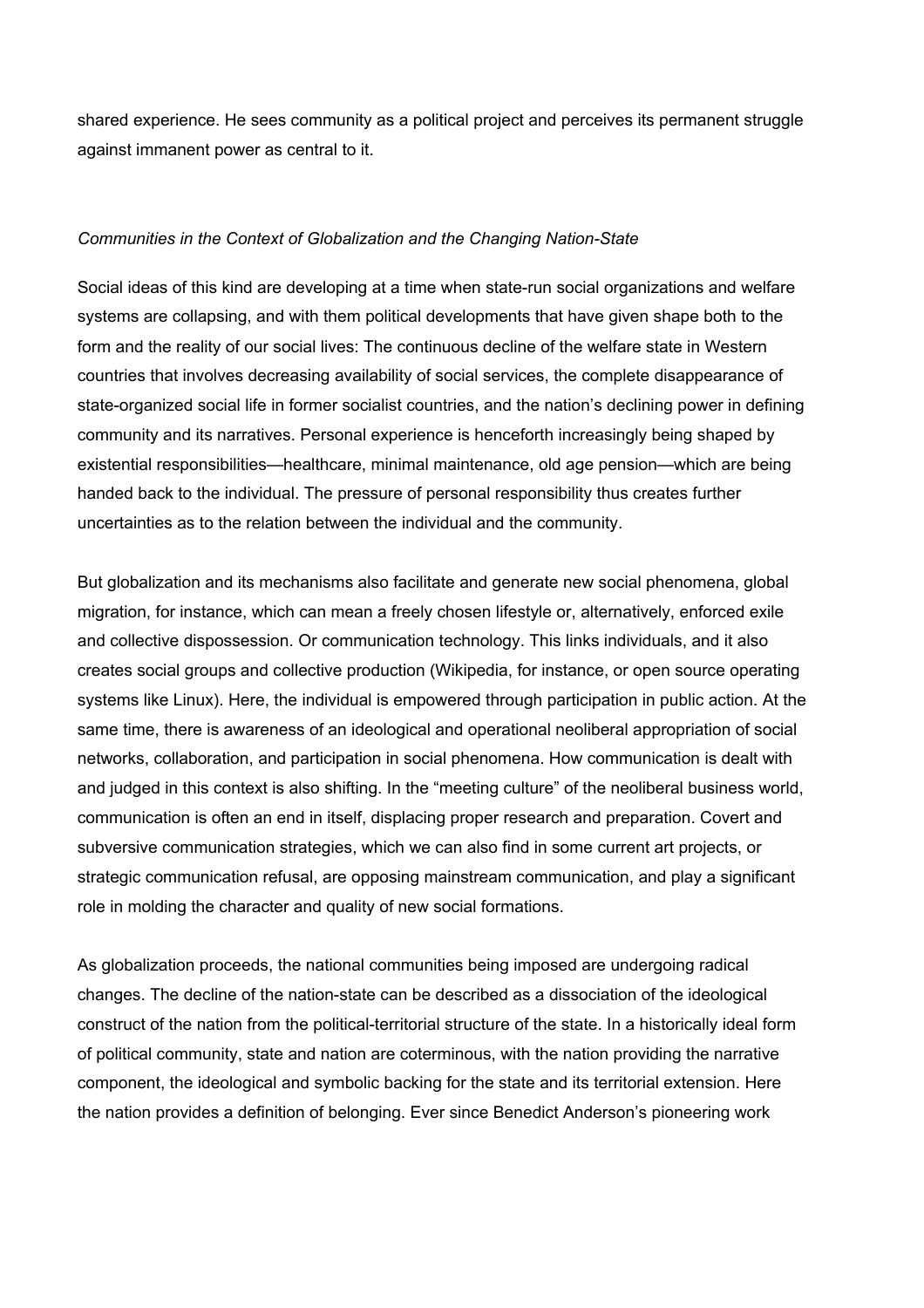shared experience. He sees community as a political project and perceives its permanent struggle against immanent power as central to it.

*Communities in the Context of Globalization and the Changing Nation-State*

Social ideas of this kind are developing at a time when state-run social organizations and welfare systems are collapsing, and with them political developments that have given shape both to the form and the reality of our social lives: The continuous decline of the welfare state in Western countries that involves decreasing availability of social services, the complete disappearance of state-organized social life in former socialist countries, and the nation's declining power in defining community and its narratives. Personal experience is henceforth increasingly being shaped by existential responsibilities—healthcare, minimal maintenance, old age pension—which are being handed back to the individual. The pressure of personal responsibility thus creates further uncertainties as to the relation between the individual and the community.

But globalization and its mechanisms also facilitate and generate new social phenomena, global migration, for instance, which can mean a freely chosen lifestyle or, alternatively, enforced exile and collective dispossession. Or communication technology. This links individuals, and it also creates social groups and collective production (Wikipedia, for instance, or open source operating systems like Linux). Here, the individual is empowered through participation in public action. At the same time, there is awareness of an ideological and operational neoliberal appropriation of social networks, collaboration, and participation in social phenomena. How communication is dealt with and judged in this context is also shifting. In the "meeting culture" of the neoliberal business world, communication is often an end in itself, displacing proper research and preparation. Covert and subversive communication strategies, which we can also find in some current art projects, or strategic communication refusal, are opposing mainstream communication, and play a significant role in molding the character and quality of new social formations.

As globalization proceeds, the national communities being imposed are undergoing radical changes. The decline of the nation-state can be described as a dissociation of the ideological construct of the nation from the political-territorial structure of the state. In a historically ideal form of political community, state and nation are coterminous, with the nation providing the narrative component, the ideological and symbolic backing for the state and its territorial extension. Here the nation provides a definition of belonging. Ever since Benedict Anderson's pioneering work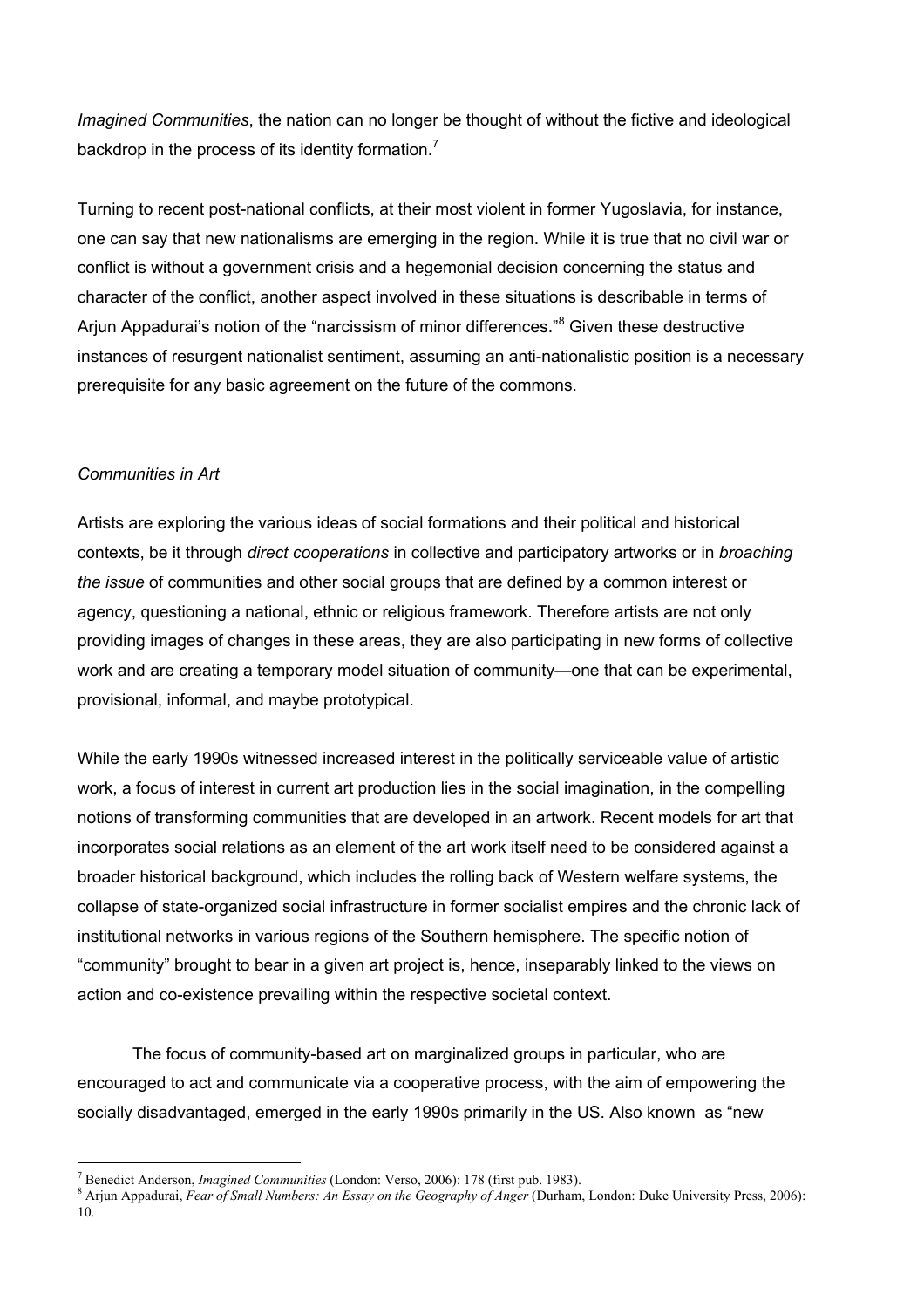*Imagined Communities*, the nation can no longer be thought of without the fictive and ideological backdrop in the process of its identity formation.[7]

Turning to recent post-national conflicts, at their most violent in former Yugoslavia, for instance, one can say that new nationalisms are emerging in the region. While it is true that no civil war or conflict is without a government crisis and a hegemonial decision concerning the status and character of the conflict, another aspect involved in these situations is describable in terms of Arjun Appadurai's notion of the "narcissism of minor differences."[8] Given these destructive instances of resurgent nationalist sentiment, assuming an anti-nationalistic position is a necessary prerequisite for any basic agreement on the future of the commons.

### *Communities in Art*

Artists are exploring the various ideas of social formations and their political and historical contexts, be it through *direct cooperations* in collective and participatory artworks or in *broaching the issue* of communities and other social groups that are defined by a common interest or agency, questioning a national, ethnic or religious framework. Therefore artists are not only providing images of changes in these areas, they are also participating in new forms of collective work and are creating a temporary model situation of community—one that can be experimental, provisional, informal, and maybe prototypical.

While the early 1990s witnessed increased interest in the politically serviceable value of artistic work, a focus of interest in current art production lies in the social imagination, in the compelling notions of transforming communities that are developed in an artwork. Recent models for art that incorporates social relations as an element of the art work itself need to be considered against a broader historical background, which includes the rolling back of Western welfare systems, the collapse of state-organized social infrastructure in former socialist empires and the chronic lack of institutional networks in various regions of the Southern hemisphere. The specific notion of "community" brought to bear in a given art project is, hence, inseparably linked to the views on action and co-existence prevailing within the respective societal context.

The focus of community-based art on marginalized groups in particular, who are encouraged to act and communicate via a cooperative process, with the aim of empowering the socially disadvantaged, emerged in the early 1990s primarily in the US. Also known as "new

---

[7] Benedict Anderson, *Imagined Communities* (London: Verso, 2006): 178 (first pub. 1983).

[8] Arjun Appadurai, *Fear of Small Numbers: An Essay on the Geography of Anger* (Durham, London: Duke University Press, 2006): 10.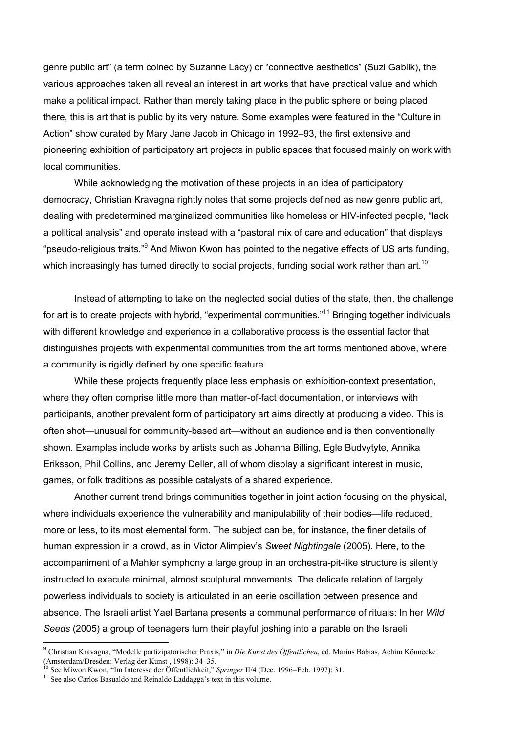genre public art" (a term coined by Suzanne Lacy) or "connective aesthetics" (Suzi Gablik), the various approaches taken all reveal an interest in art works that have practical value and which make a political impact. Rather than merely taking place in the public sphere or being placed there, this is art that is public by its very nature. Some examples were featured in the "Culture in Action" show curated by Mary Jane Jacob in Chicago in 1992–93, the first extensive and pioneering exhibition of participatory art projects in public spaces that focused mainly on work with local communities.

While acknowledging the motivation of these projects in an idea of participatory democracy, Christian Kravagna rightly notes that some projects defined as new genre public art, dealing with predetermined marginalized communities like homeless or HIV-infected people, "lack a political analysis" and operate instead with a "pastoral mix of care and education" that displays "pseudo-religious traits."[9] And Miwon Kwon has pointed to the negative effects of US arts funding, which increasingly has turned directly to social projects, funding social work rather than art.[10]

Instead of attempting to take on the neglected social duties of the state, then, the challenge for art is to create projects with hybrid, "experimental communities."[11] Bringing together individuals with different knowledge and experience in a collaborative process is the essential factor that distinguishes projects with experimental communities from the art forms mentioned above, where a community is rigidly defined by one specific feature.

While these projects frequently place less emphasis on exhibition-context presentation, where they often comprise little more than matter-of-fact documentation, or interviews with participants, another prevalent form of participatory art aims directly at producing a video. This is often shot—unusual for community-based art—without an audience and is then conventionally shown. Examples include works by artists such as Johanna Billing, Egle Budvytyte, Annika Eriksson, Phil Collins, and Jeremy Deller, all of whom display a significant interest in music, games, or folk traditions as possible catalysts of a shared experience.

Another current trend brings communities together in joint action focusing on the physical, where individuals experience the vulnerability and manipulability of their bodies—life reduced, more or less, to its most elemental form. The subject can be, for instance, the finer details of human expression in a crowd, as in Victor Alimpiev's *Sweet Nightingale* (2005). Here, to the accompaniment of a Mahler symphony a large group in an orchestra-pit-like structure is silently instructed to execute minimal, almost sculptural movements. The delicate relation of largely powerless individuals to society is articulated in an eerie oscillation between presence and absence. The Israeli artist Yael Bartana presents a communal performance of rituals: In her *Wild Seeds* (2005) a group of teenagers turn their playful joshing into a parable on the Israeli

---

[9] Christian Kravagna, "Modelle partizipatorischer Praxis," in *Die Kunst des Öffentlichen*, ed. Marius Babias, Achim Könnecke (Amsterdam/Dresden: Verlag der Kunst , 1998): 34–35.

[10] See Miwon Kwon, "Im Interesse der Öffentlichkeit," *Springer* II/4 (Dec. 1996–Feb. 1997): 31.

[11] See also Carlos Basualdo and Reinaldo Laddagga's text in this volume.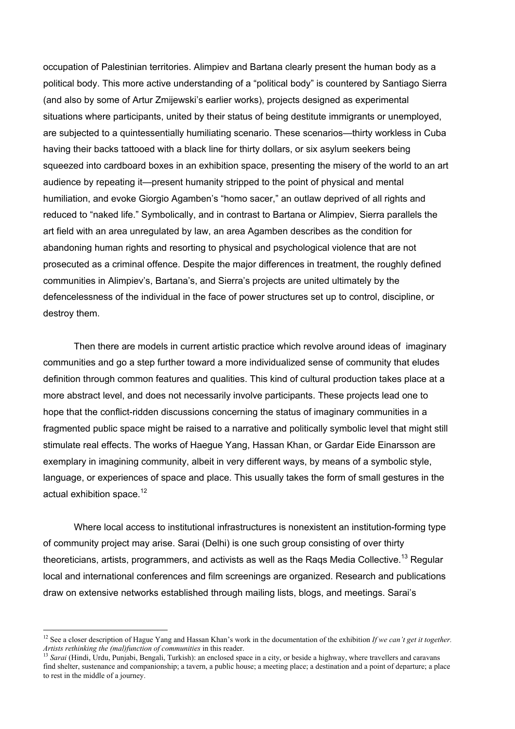occupation of Palestinian territories. Alimpiev and Bartana clearly present the human body as a political body. This more active understanding of a "political body" is countered by Santiago Sierra (and also by some of Artur Zmijewski's earlier works), projects designed as experimental situations where participants, united by their status of being destitute immigrants or unemployed, are subjected to a quintessentially humiliating scenario. These scenarios—thirty workless in Cuba having their backs tattooed with a black line for thirty dollars, or six asylum seekers being squeezed into cardboard boxes in an exhibition space, presenting the misery of the world to an art audience by repeating it—present humanity stripped to the point of physical and mental humiliation, and evoke Giorgio Agamben's "homo sacer," an outlaw deprived of all rights and reduced to "naked life." Symbolically, and in contrast to Bartana or Alimpiev, Sierra parallels the art field with an area unregulated by law, an area Agamben describes as the condition for abandoning human rights and resorting to physical and psychological violence that are not prosecuted as a criminal offence. Despite the major differences in treatment, the roughly defined communities in Alimpiev's, Bartana's, and Sierra's projects are united ultimately by the defencelessness of the individual in the face of power structures set up to control, discipline, or destroy them.

Then there are models in current artistic practice which revolve around ideas of imaginary communities and go a step further toward a more individualized sense of community that eludes definition through common features and qualities. This kind of cultural production takes place at a more abstract level, and does not necessarily involve participants. These projects lead one to hope that the conflict-ridden discussions concerning the status of imaginary communities in a fragmented public space might be raised to a narrative and politically symbolic level that might still stimulate real effects. The works of Haegue Yang, Hassan Khan, or Gardar Eide Einarsson are exemplary in imagining community, albeit in very different ways, by means of a symbolic style, language, or experiences of space and place. This usually takes the form of small gestures in the actual exhibition space.[12]

Where local access to institutional infrastructures is nonexistent an institution-forming type of community project may arise. Sarai (Delhi) is one such group consisting of over thirty theoreticians, artists, programmers, and activists as well as the Raqs Media Collective.[13] Regular local and international conferences and film screenings are organized. Research and publications draw on extensive networks established through mailing lists, blogs, and meetings. Sarai's

---

[12] See a closer description of Hague Yang and Hassan Khan's work in the documentation of the exhibition *If we can't get it together. Artists rethinking the (mal)function of communities* in this reader.

[13] *Sarai* (Hindi, Urdu, Punjabi, Bengali, Turkish): an enclosed space in a city, or beside a highway, where travellers and caravans find shelter, sustenance and companionship; a tavern, a public house; a meeting place; a destination and a point of departure; a place to rest in the middle of a journey.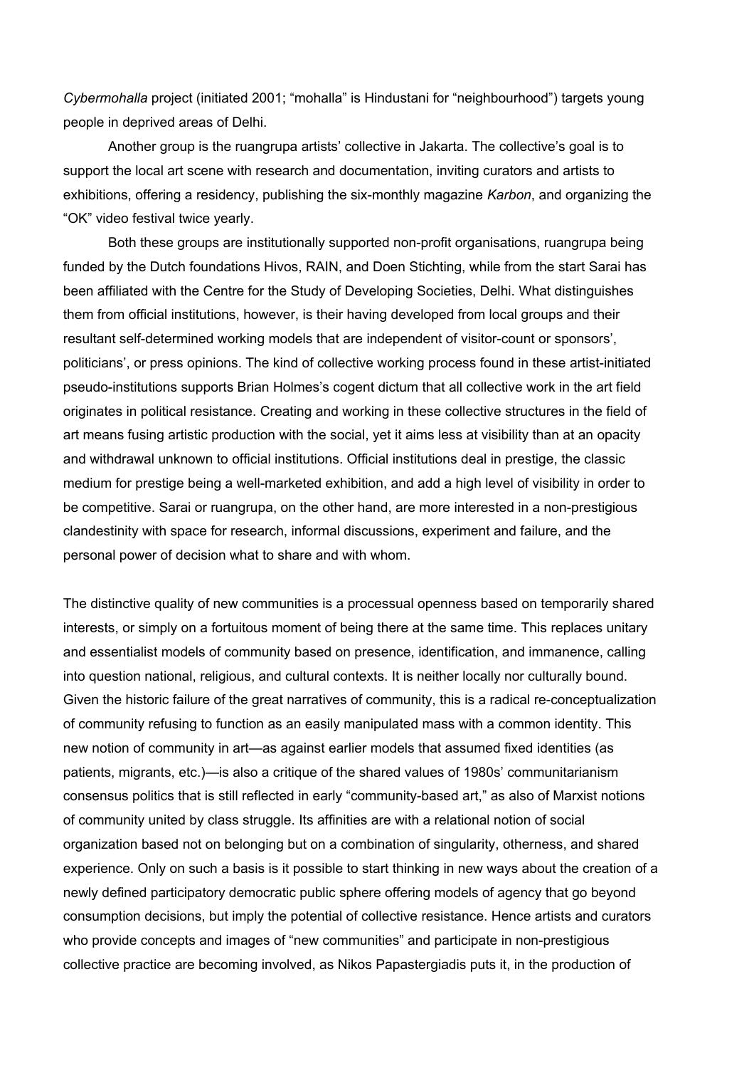*Cybermohalla* project (initiated 2001; “mohalla” is Hindustani for “neighbourhood”) targets young people in deprived areas of Delhi.

Another group is the ruangrupa artists’ collective in Jakarta. The collective’s goal is to support the local art scene with research and documentation, inviting curators and artists to exhibitions, offering a residency, publishing the six-monthly magazine *Karbon*, and organizing the “OK” video festival twice yearly.

Both these groups are institutionally supported non-profit organisations, ruangrupa being funded by the Dutch foundations Hivos, RAIN, and Doen Stichting, while from the start Sarai has been affiliated with the Centre for the Study of Developing Societies, Delhi. What distinguishes them from official institutions, however, is their having developed from local groups and their resultant self-determined working models that are independent of visitor-count or sponsors’, politicians’, or press opinions. The kind of collective working process found in these artist-initiated pseudo-institutions supports Brian Holmes’s cogent dictum that all collective work in the art field originates in political resistance. Creating and working in these collective structures in the field of art means fusing artistic production with the social, yet it aims less at visibility than at an opacity and withdrawal unknown to official institutions. Official institutions deal in prestige, the classic medium for prestige being a well-marketed exhibition, and add a high level of visibility in order to be competitive. Sarai or ruangrupa, on the other hand, are more interested in a non-prestigious clandestinity with space for research, informal discussions, experiment and failure, and the personal power of decision what to share and with whom.

The distinctive quality of new communities is a processual openness based on temporarily shared interests, or simply on a fortuitous moment of being there at the same time. This replaces unitary and essentialist models of community based on presence, identification, and immanence, calling into question national, religious, and cultural contexts. It is neither locally nor culturally bound. Given the historic failure of the great narratives of community, this is a radical re-conceptualization of community refusing to function as an easily manipulated mass with a common identity. This new notion of community in art—as against earlier models that assumed fixed identities (as patients, migrants, etc.)—is also a critique of the shared values of 1980s’ communitarianism consensus politics that is still reflected in early “community-based art,” as also of Marxist notions of community united by class struggle. Its affinities are with a relational notion of social organization based not on belonging but on a combination of singularity, otherness, and shared experience. Only on such a basis is it possible to start thinking in new ways about the creation of a newly defined participatory democratic public sphere offering models of agency that go beyond consumption decisions, but imply the potential of collective resistance. Hence artists and curators who provide concepts and images of “new communities” and participate in non-prestigious collective practice are becoming involved, as Nikos Papastergiadis puts it, in the production of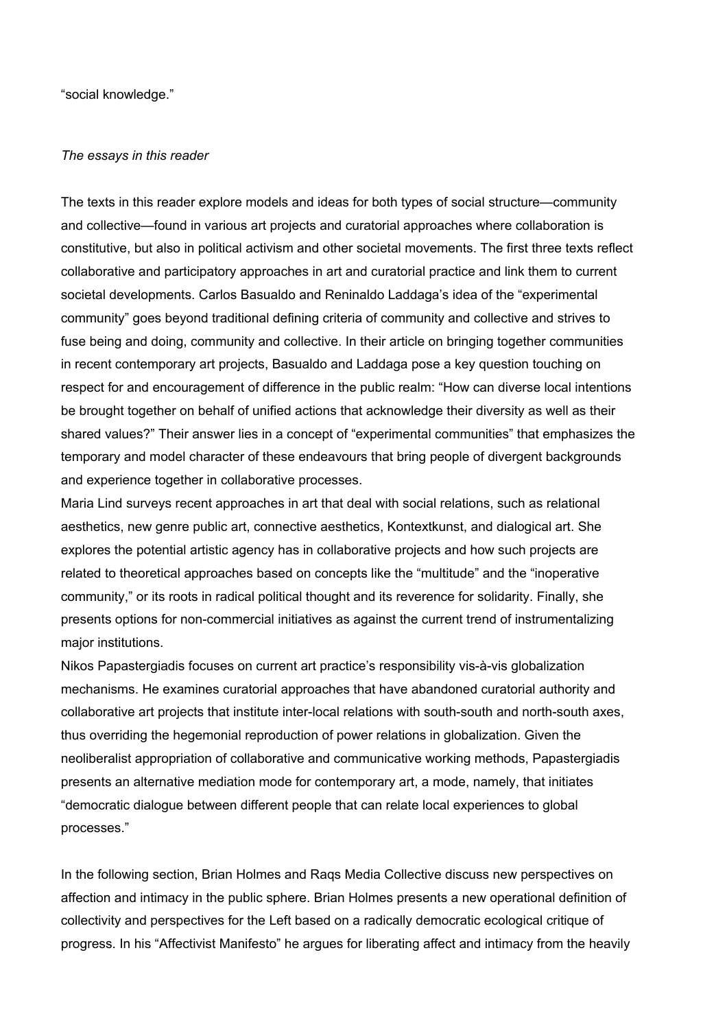"social knowledge."

*The essays in this reader*

The texts in this reader explore models and ideas for both types of social structure—community and collective—found in various art projects and curatorial approaches where collaboration is constitutive, but also in political activism and other societal movements. The first three texts reflect collaborative and participatory approaches in art and curatorial practice and link them to current societal developments. Carlos Basualdo and Reninaldo Laddaga's idea of the "experimental community" goes beyond traditional defining criteria of community and collective and strives to fuse being and doing, community and collective. In their article on bringing together communities in recent contemporary art projects, Basualdo and Laddaga pose a key question touching on respect for and encouragement of difference in the public realm: "How can diverse local intentions be brought together on behalf of unified actions that acknowledge their diversity as well as their shared values?" Their answer lies in a concept of "experimental communities" that emphasizes the temporary and model character of these endeavours that bring people of divergent backgrounds and experience together in collaborative processes.

Maria Lind surveys recent approaches in art that deal with social relations, such as relational aesthetics, new genre public art, connective aesthetics, Kontextkunst, and dialogical art. She explores the potential artistic agency has in collaborative projects and how such projects are related to theoretical approaches based on concepts like the "multitude" and the "inoperative community," or its roots in radical political thought and its reverence for solidarity. Finally, she presents options for non-commercial initiatives as against the current trend of instrumentalizing major institutions.

Nikos Papastergiadis focuses on current art practice's responsibility vis-à-vis globalization mechanisms. He examines curatorial approaches that have abandoned curatorial authority and collaborative art projects that institute inter-local relations with south-south and north-south axes, thus overriding the hegemonial reproduction of power relations in globalization. Given the neoliberalist appropriation of collaborative and communicative working methods, Papastergiadis presents an alternative mediation mode for contemporary art, a mode, namely, that initiates "democratic dialogue between different people that can relate local experiences to global processes."

In the following section, Brian Holmes and Raqs Media Collective discuss new perspectives on affection and intimacy in the public sphere. Brian Holmes presents a new operational definition of collectivity and perspectives for the Left based on a radically democratic ecological critique of progress. In his "Affectivist Manifesto" he argues for liberating affect and intimacy from the heavily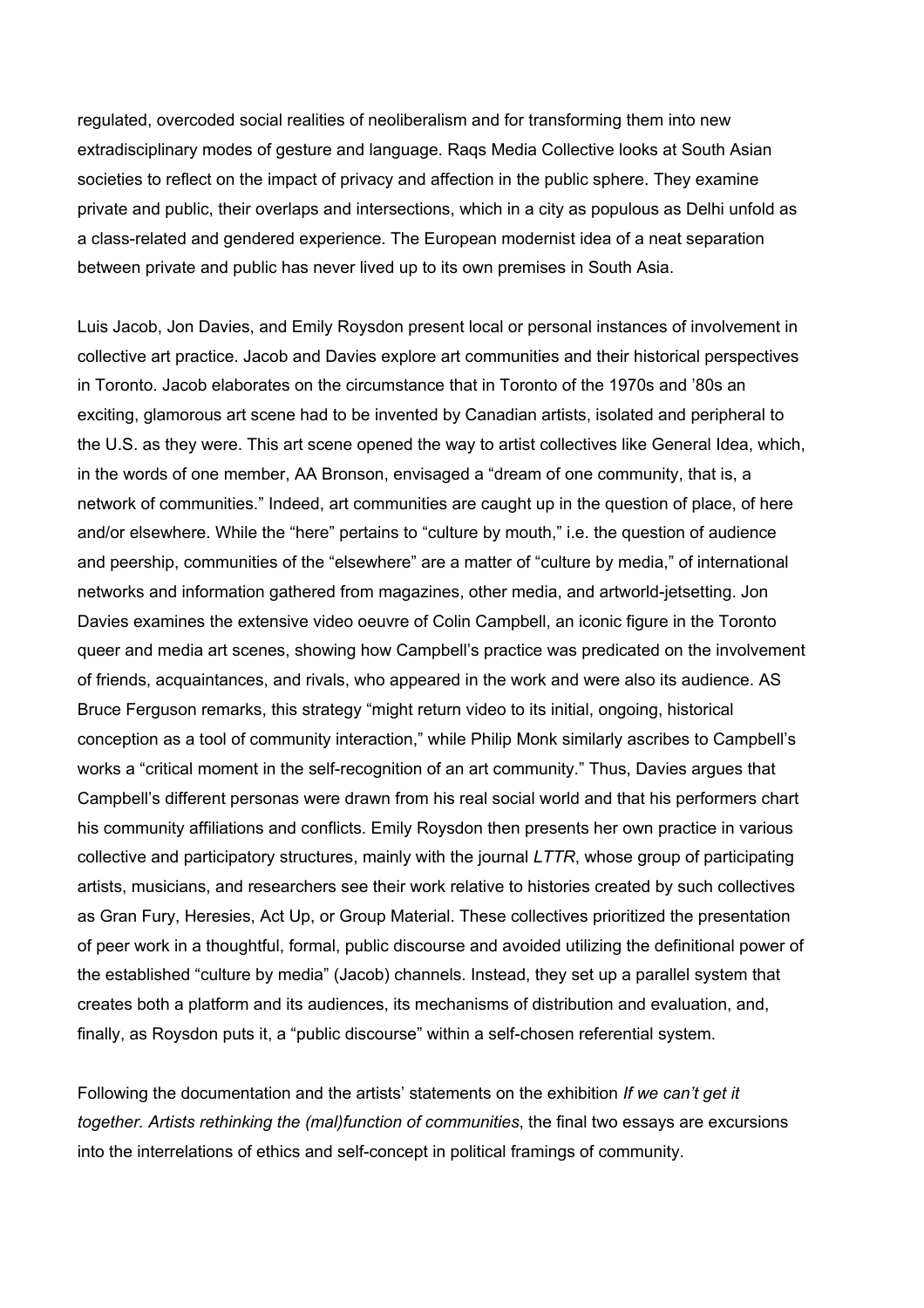regulated, overcoded social realities of neoliberalism and for transforming them into new extradisciplinary modes of gesture and language. Raqs Media Collective looks at South Asian societies to reflect on the impact of privacy and affection in the public sphere. They examine private and public, their overlaps and intersections, which in a city as populous as Delhi unfold as a class-related and gendered experience. The European modernist idea of a neat separation between private and public has never lived up to its own premises in South Asia.

Luis Jacob, Jon Davies, and Emily Roysdon present local or personal instances of involvement in collective art practice. Jacob and Davies explore art communities and their historical perspectives in Toronto. Jacob elaborates on the circumstance that in Toronto of the 1970s and '80s an exciting, glamorous art scene had to be invented by Canadian artists, isolated and peripheral to the U.S. as they were. This art scene opened the way to artist collectives like General Idea, which, in the words of one member, AA Bronson, envisaged a "dream of one community, that is, a network of communities." Indeed, art communities are caught up in the question of place, of here and/or elsewhere. While the "here" pertains to "culture by mouth," i.e. the question of audience and peership, communities of the "elsewhere" are a matter of "culture by media," of international networks and information gathered from magazines, other media, and artworld-jetsetting. Jon Davies examines the extensive video oeuvre of Colin Campbell, an iconic figure in the Toronto queer and media art scenes, showing how Campbell's practice was predicated on the involvement of friends, acquaintances, and rivals, who appeared in the work and were also its audience. AS Bruce Ferguson remarks, this strategy "might return video to its initial, ongoing, historical conception as a tool of community interaction," while Philip Monk similarly ascribes to Campbell's works a "critical moment in the self-recognition of an art community." Thus, Davies argues that Campbell's different personas were drawn from his real social world and that his performers chart his community affiliations and conflicts. Emily Roysdon then presents her own practice in various collective and participatory structures, mainly with the journal *LTTR*, whose group of participating artists, musicians, and researchers see their work relative to histories created by such collectives as Gran Fury, Heresies, Act Up, or Group Material. These collectives prioritized the presentation of peer work in a thoughtful, formal, public discourse and avoided utilizing the definitional power of the established "culture by media" (Jacob) channels. Instead, they set up a parallel system that creates both a platform and its audiences, its mechanisms of distribution and evaluation, and, finally, as Roysdon puts it, a "public discourse" within a self-chosen referential system.

Following the documentation and the artists' statements on the exhibition *If we can't get it together. Artists rethinking the (mal)function of communities*, the final two essays are excursions into the interrelations of ethics and self-concept in political framings of community.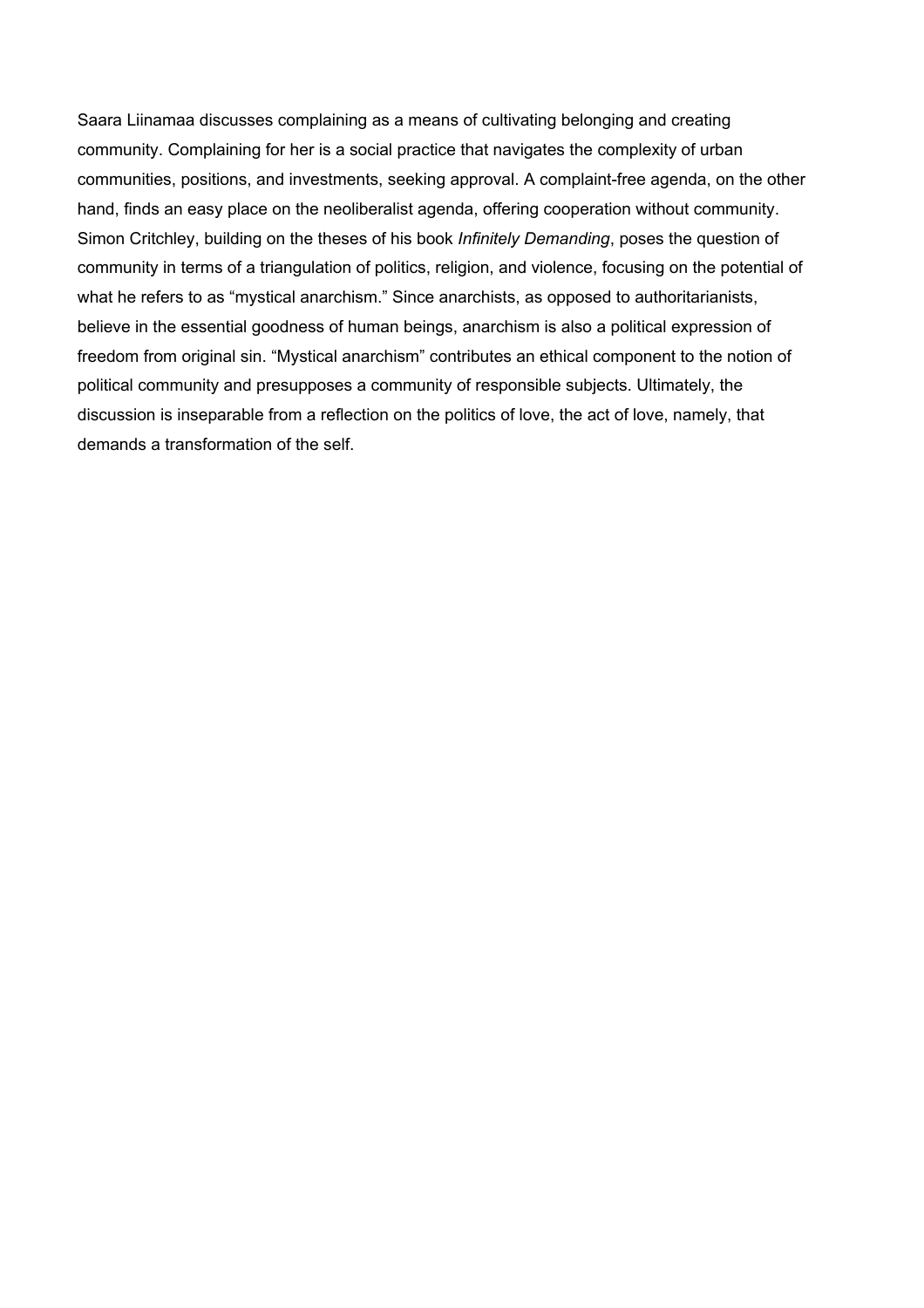Saara Liinamaa discusses complaining as a means of cultivating belonging and creating community. Complaining for her is a social practice that navigates the complexity of urban communities, positions, and investments, seeking approval. A complaint-free agenda, on the other hand, finds an easy place on the neoliberalist agenda, offering cooperation without community. Simon Critchley, building on the theses of his book *Infinitely Demanding*, poses the question of community in terms of a triangulation of politics, religion, and violence, focusing on the potential of what he refers to as “mystical anarchism.” Since anarchists, as opposed to authoritarianists, believe in the essential goodness of human beings, anarchism is also a political expression of freedom from original sin. “Mystical anarchism” contributes an ethical component to the notion of political community and presupposes a community of responsible subjects. Ultimately, the discussion is inseparable from a reflection on the politics of love, the act of love, namely, that demands a transformation of the self.